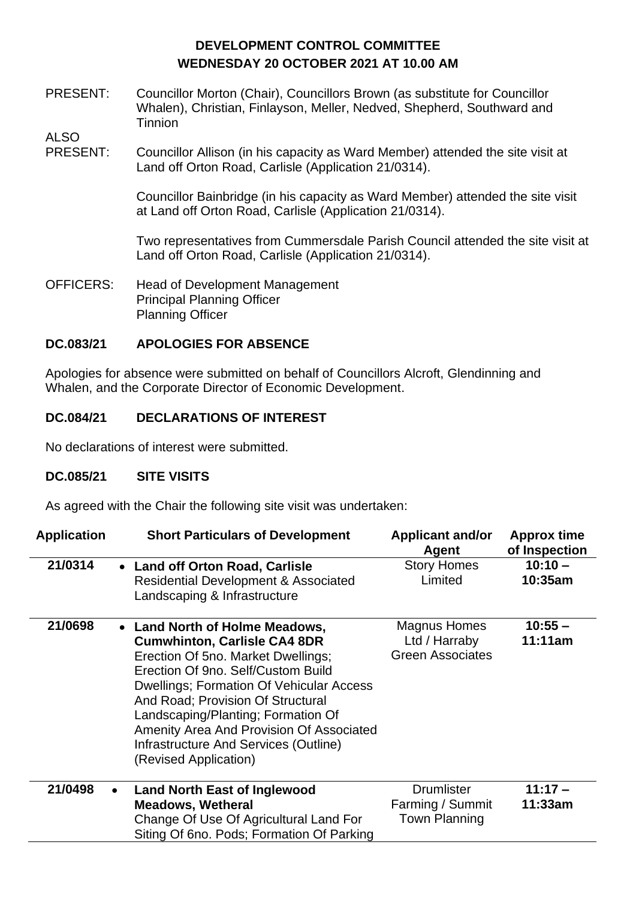# DEVELOPMENT CONTROL COMMITTEE
## WEDNESDAY 20 OCTOBER 2021 AT 10.00 AM

PRESENT: Councillor Morton (Chair), Councillors Brown (as substitute for Councillor Whalen), Christian, Finlayson, Meller, Nedved, Shepherd, Southward and Tinnion

ALSO PRESENT: Councillor Allison (in his capacity as Ward Member) attended the site visit at Land off Orton Road, Carlisle (Application 21/0314).

Councillor Bainbridge (in his capacity as Ward Member) attended the site visit at Land off Orton Road, Carlisle (Application 21/0314).

Two representatives from Cummersdale Parish Council attended the site visit at Land off Orton Road, Carlisle (Application 21/0314).

OFFICERS: Head of Development Management
Principal Planning Officer
Planning Officer

### DC.083/21 APOLOGIES FOR ABSENCE

Apologies for absence were submitted on behalf of Councillors Alcroft, Glendinning and Whalen, and the Corporate Director of Economic Development.

### DC.084/21 DECLARATIONS OF INTEREST

No declarations of interest were submitted.

### DC.085/21 SITE VISITS

As agreed with the Chair the following site visit was undertaken:

| Application | Short Particulars of Development | Applicant and/or Agent | Approx time of Inspection |
|---|---|---|---|
| 21/0314 | • **Land off Orton Road, Carlisle** Residential Development & Associated Landscaping & Infrastructure | Story Homes Limited | **10:10 – 10:35am** |
| 21/0698 | • **Land North of Holme Meadows, Cumwhinton, Carlisle CA4 8DR** Erection Of 5no. Market Dwellings; Erection Of 9no. Self/Custom Build Dwellings; Formation Of Vehicular Access And Road; Provision Of Structural Landscaping/Planting; Formation Of Amenity Area And Provision Of Associated Infrastructure And Services (Outline) (Revised Application) | Magnus Homes Ltd / Harraby Green Associates | **10:55 – 11:11am** |
| 21/0498 | • **Land North East of Inglewood Meadows, Wetheral** Change Of Use Of Agricultural Land For Siting Of 6no. Pods; Formation Of Parking | Drumlister Farming / Summit Town Planning | **11:17 – 11:33am** |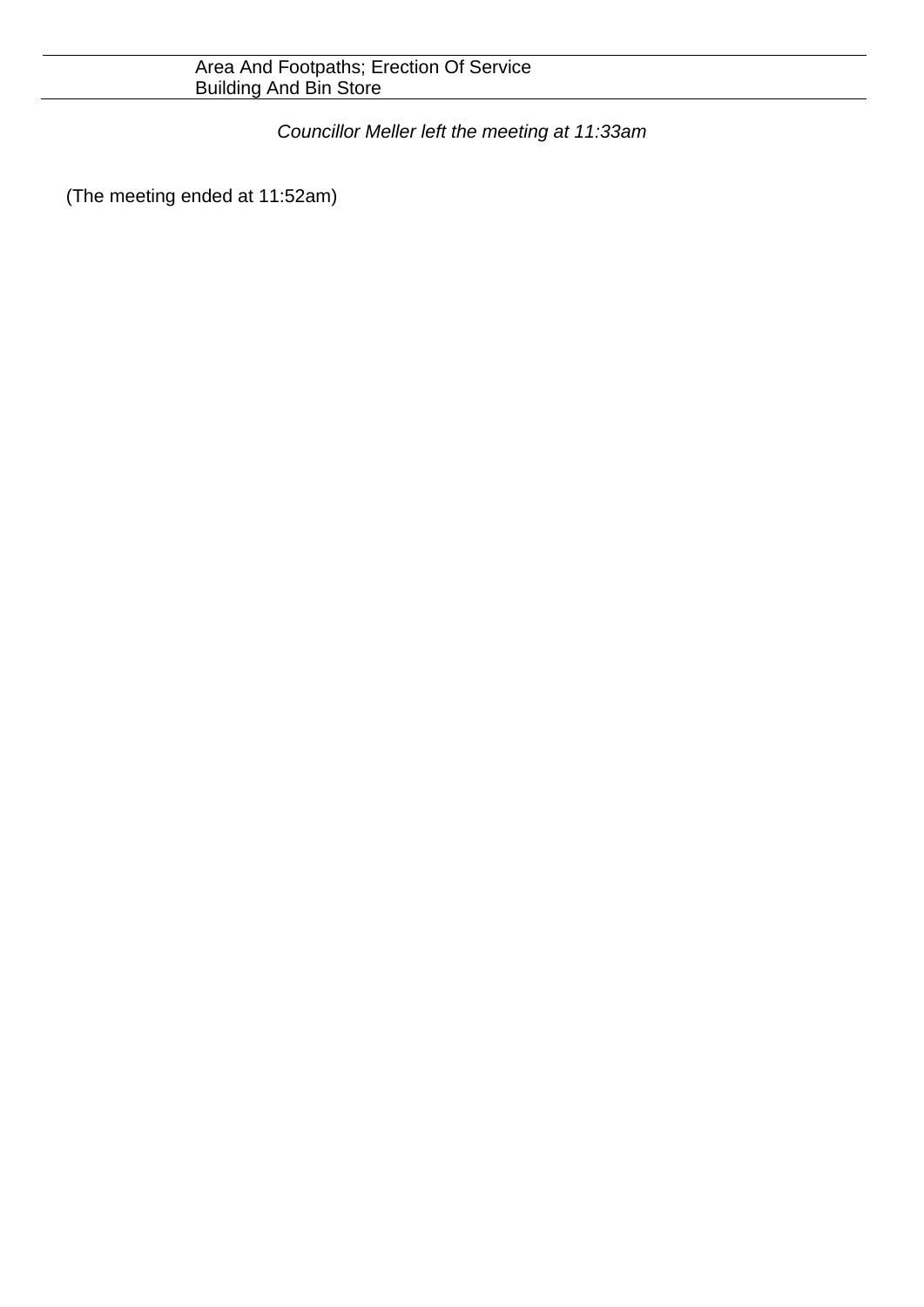| | |
|---|---|
| | Area And Footpaths; Erection Of Service Building And Bin Store |

*Councillor Meller left the meeting at 11:33am*

(The meeting ended at 11:52am)